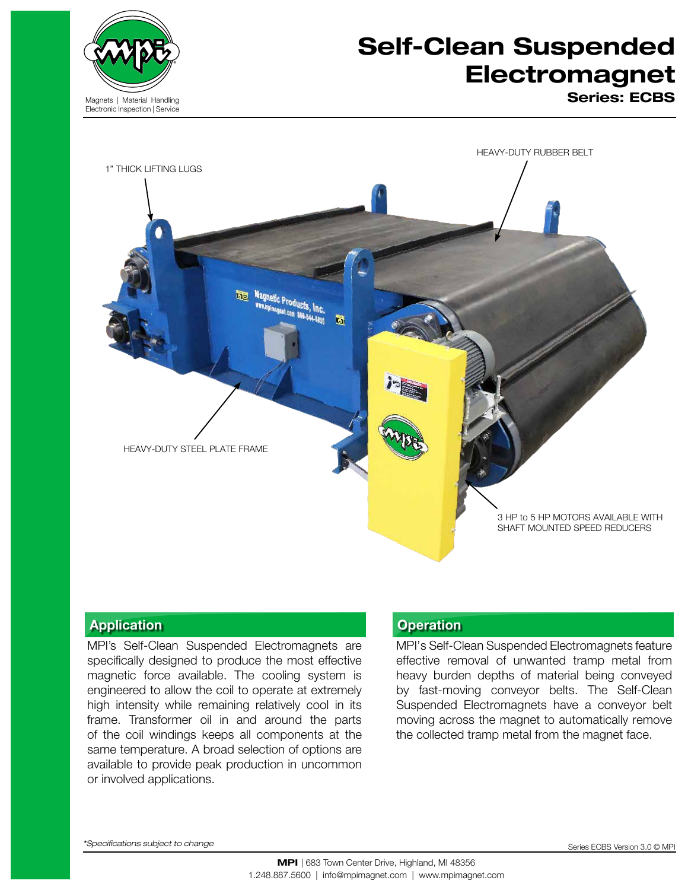Magnets | Material Handling
Electronic Inspection | Service

# Self-Clean Suspended Electromagnet

### Series: ECBS

1" THICK LIFTING LUGS

HEAVY-DUTY RUBBER BELT

HEAVY-DUTY STEEL PLATE FRAME

3 HP to 5 HP MOTORS AVAILABLE WITH SHAFT MOUNTED SPEED REDUCERS

## Application

MPI's Self-Clean Suspended Electromagnets are specifically designed to produce the most effective magnetic force available. The cooling system is engineered to allow the coil to operate at extremely high intensity while remaining relatively cool in its frame. Transformer oil in and around the parts of the coil windings keeps all components at the same temperature. A broad selection of options are available to provide peak production in uncommon or involved applications.

## Operation

MPI's Self-Clean Suspended Electromagnets feature effective removal of unwanted tramp metal from heavy burden depths of material being conveyed by fast-moving conveyor belts. The Self-Clean Suspended Electromagnets have a conveyor belt moving across the magnet to automatically remove the collected tramp metal from the magnet face.

*\*Specifications subject to change*

Series ECBS Version 3.0 © MPI

**MPI** | 683 Town Center Drive, Highland, MI 48356
1.248.887.5600 | info@mpimagnet.com | www.mpimagnet.com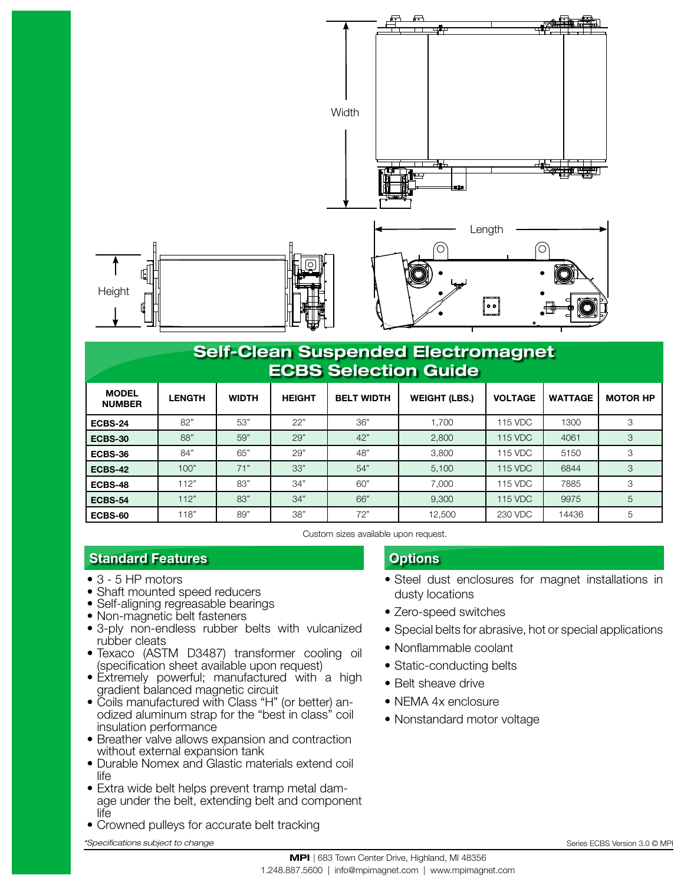Width

Length

Height

# Self-Clean Suspended Electromagnet ECBS Selection Guide

| MODEL NUMBER | LENGTH | WIDTH | HEIGHT | BELT WIDTH | WEIGHT (LBS.) | VOLTAGE | WATTAGE | MOTOR HP |
|---|---|---|---|---|---|---|---|---|
| **ECBS-24** | 82" | 53" | 22" | 36" | 1,700 | 115 VDC | 1300 | 3 |
| **ECBS-30** | 88" | 59" | 29" | 42" | 2,800 | 115 VDC | 4061 | 3 |
| **ECBS-36** | 84" | 65" | 29" | 48" | 3,800 | 115 VDC | 5150 | 3 |
| **ECBS-42** | 100" | 71" | 33" | 54" | 5,100 | 115 VDC | 6844 | 3 |
| **ECBS-48** | 112" | 83" | 34" | 60" | 7,000 | 115 VDC | 7885 | 3 |
| **ECBS-54** | 112" | 83" | 34" | 66" | 9,300 | 115 VDC | 9975 | 5 |
| **ECBS-60** | 118" | 89" | 38" | 72" | 12,500 | 230 VDC | 14436 | 5 |

Custom sizes available upon request.

## Standard Features

- 3 - 5 HP motors
- Shaft mounted speed reducers
- Self-aligning regreasable bearings
- Non-magnetic belt fasteners
- 3-ply non-endless rubber belts with vulcanized rubber cleats
- Texaco (ASTM D3487) transformer cooling oil (specification sheet available upon request)
- Extremely powerful; manufactured with a high gradient balanced magnetic circuit
- Coils manufactured with Class "H" (or better) anodized aluminum strap for the "best in class" coil insulation performance
- Breather valve allows expansion and contraction without external expansion tank
- Durable Nomex and Glastic materials extend coil life
- Extra wide belt helps prevent tramp metal damage under the belt, extending belt and component life
- Crowned pulleys for accurate belt tracking

## Options

- Steel dust enclosures for magnet installations in dusty locations
- Zero-speed switches
- Special belts for abrasive, hot or special applications
- Nonflammable coolant
- Static-conducting belts
- Belt sheave drive
- NEMA 4x enclosure
- Nonstandard motor voltage

*\*Specifications subject to change*

Series ECBS Version 3.0 © MPI

**MPI** | 683 Town Center Drive, Highland, MI 48356
1.248.887.5600 | info@mpimagnet.com | www.mpimagnet.com